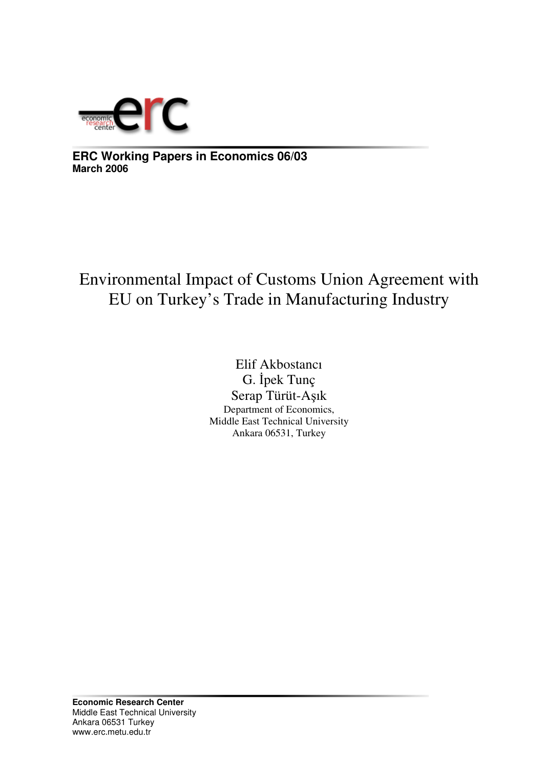**ERC Working Papers in Economics 06/03**
**March 2006**

# Environmental Impact of Customs Union Agreement with EU on Turkey's Trade in Manufacturing Industry

Elif Akbostancı
G. İpek Tunç
Serap Türüt-Aşık
Department of Economics,
Middle East Technical University
Ankara 06531, Turkey

**Economic Research Center**
Middle East Technical University
Ankara 06531 Turkey
www.erc.metu.edu.tr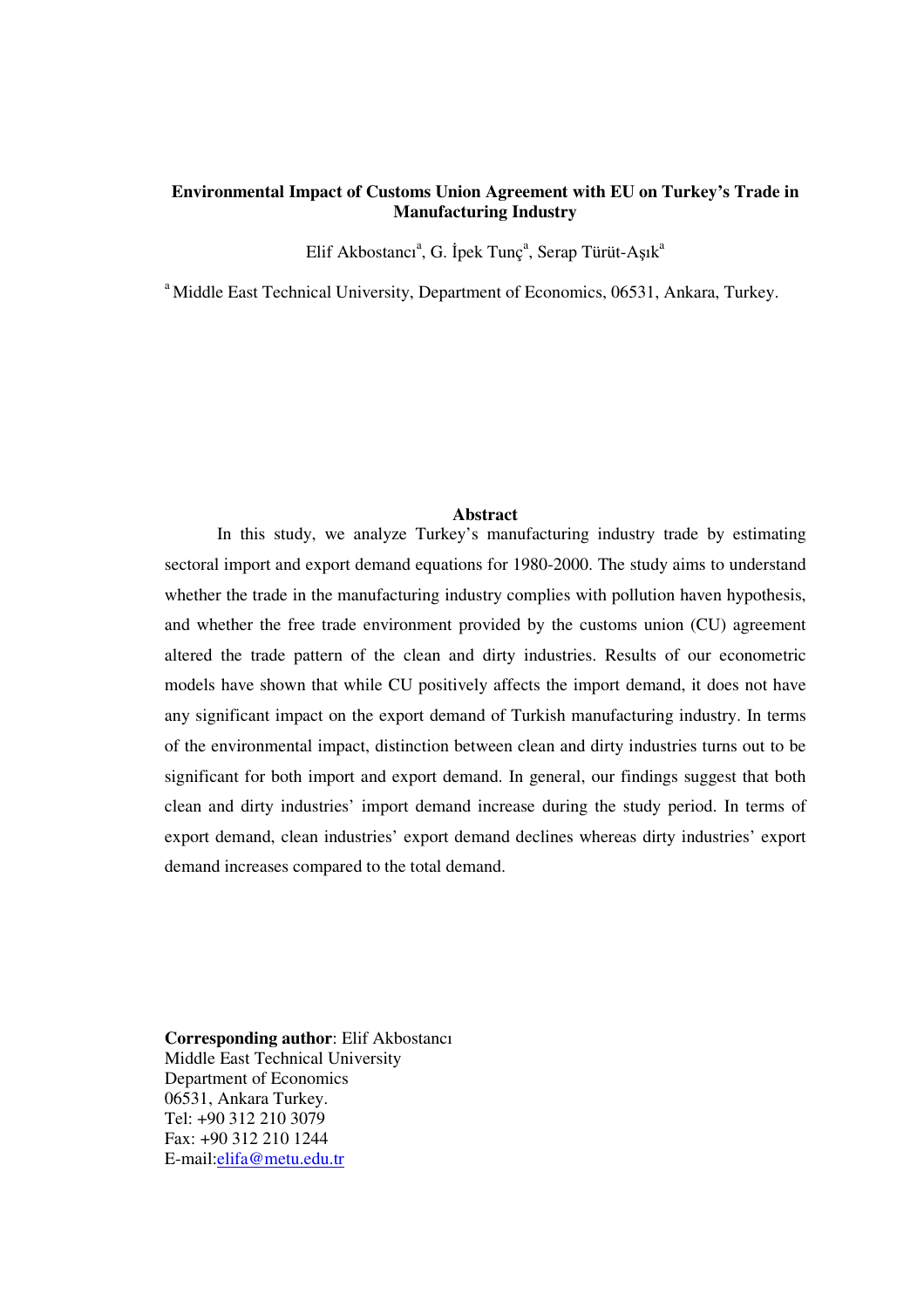**Environmental Impact of Customs Union Agreement with EU on Turkey's Trade in Manufacturing Industry**

Elif Akbostancı[a], G. İpek Tunç[a], Serap Türüt-Aşık[a]

[a] Middle East Technical University, Department of Economics, 06531, Ankara, Turkey.

## Abstract

In this study, we analyze Turkey's manufacturing industry trade by estimating sectoral import and export demand equations for 1980-2000. The study aims to understand whether the trade in the manufacturing industry complies with pollution haven hypothesis, and whether the free trade environment provided by the customs union (CU) agreement altered the trade pattern of the clean and dirty industries. Results of our econometric models have shown that while CU positively affects the import demand, it does not have any significant impact on the export demand of Turkish manufacturing industry. In terms of the environmental impact, distinction between clean and dirty industries turns out to be significant for both import and export demand. In general, our findings suggest that both clean and dirty industries' import demand increase during the study period. In terms of export demand, clean industries' export demand declines whereas dirty industries' export demand increases compared to the total demand.

**Corresponding author**: Elif Akbostancı
Middle East Technical University
Department of Economics
06531, Ankara Turkey.
Tel: +90 312 210 3079
Fax: +90 312 210 1244
E-mail:elifa@metu.edu.tr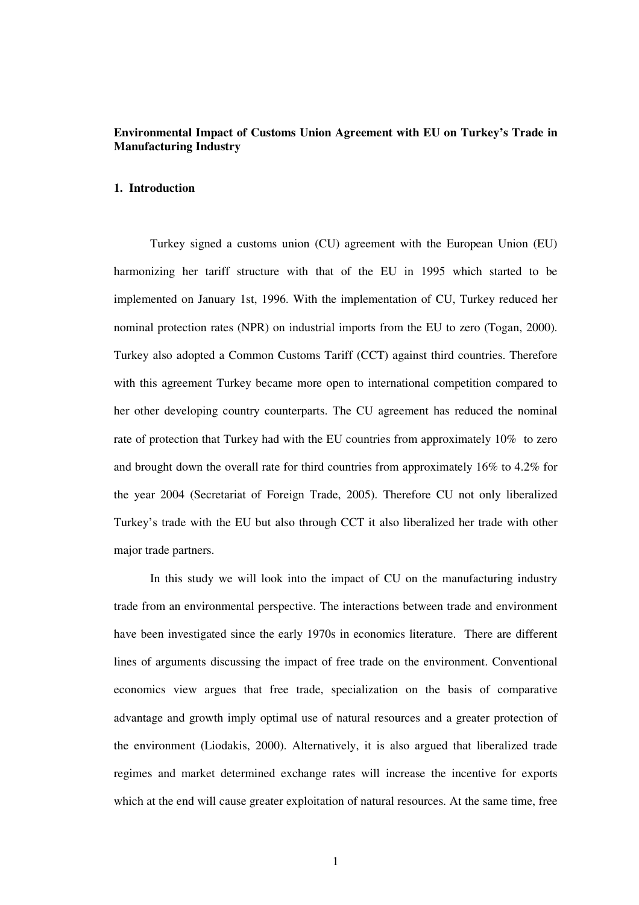**Environmental Impact of Customs Union Agreement with EU on Turkey's Trade in Manufacturing Industry**

**1. Introduction**

Turkey signed a customs union (CU) agreement with the European Union (EU) harmonizing her tariff structure with that of the EU in 1995 which started to be implemented on January 1st, 1996. With the implementation of CU, Turkey reduced her nominal protection rates (NPR) on industrial imports from the EU to zero (Togan, 2000). Turkey also adopted a Common Customs Tariff (CCT) against third countries. Therefore with this agreement Turkey became more open to international competition compared to her other developing country counterparts. The CU agreement has reduced the nominal rate of protection that Turkey had with the EU countries from approximately 10% to zero and brought down the overall rate for third countries from approximately 16% to 4.2% for the year 2004 (Secretariat of Foreign Trade, 2005). Therefore CU not only liberalized Turkey's trade with the EU but also through CCT it also liberalized her trade with other major trade partners.

In this study we will look into the impact of CU on the manufacturing industry trade from an environmental perspective. The interactions between trade and environment have been investigated since the early 1970s in economics literature. There are different lines of arguments discussing the impact of free trade on the environment. Conventional economics view argues that free trade, specialization on the basis of comparative advantage and growth imply optimal use of natural resources and a greater protection of the environment (Liodakis, 2000). Alternatively, it is also argued that liberalized trade regimes and market determined exchange rates will increase the incentive for exports which at the end will cause greater exploitation of natural resources. At the same time, free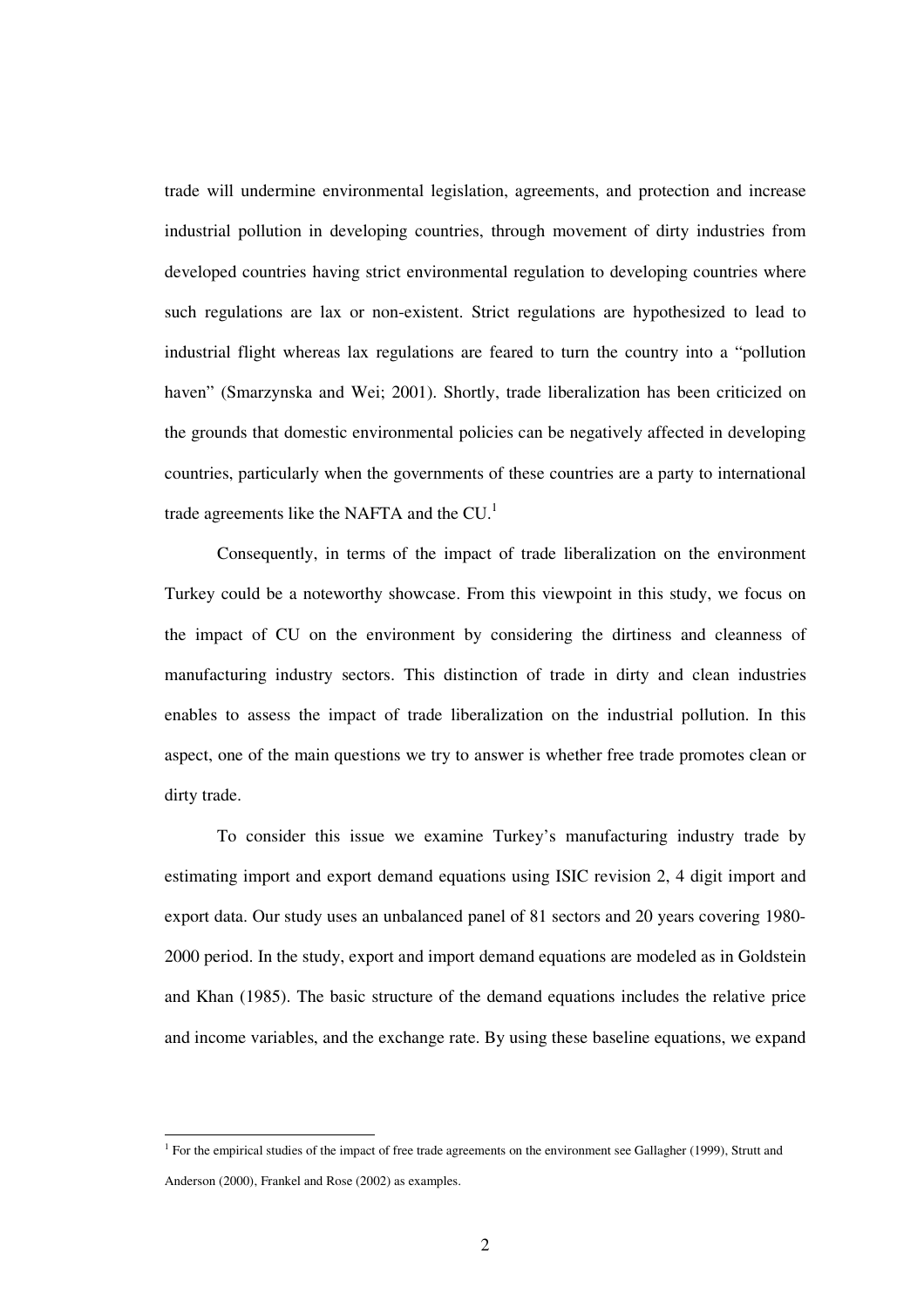trade will undermine environmental legislation, agreements, and protection and increase industrial pollution in developing countries, through movement of dirty industries from developed countries having strict environmental regulation to developing countries where such regulations are lax or non-existent. Strict regulations are hypothesized to lead to industrial flight whereas lax regulations are feared to turn the country into a "pollution haven" (Smarzynska and Wei; 2001). Shortly, trade liberalization has been criticized on the grounds that domestic environmental policies can be negatively affected in developing countries, particularly when the governments of these countries are a party to international trade agreements like the NAFTA and the CU.[1]

Consequently, in terms of the impact of trade liberalization on the environment Turkey could be a noteworthy showcase. From this viewpoint in this study, we focus on the impact of CU on the environment by considering the dirtiness and cleanness of manufacturing industry sectors. This distinction of trade in dirty and clean industries enables to assess the impact of trade liberalization on the industrial pollution. In this aspect, one of the main questions we try to answer is whether free trade promotes clean or dirty trade.

To consider this issue we examine Turkey's manufacturing industry trade by estimating import and export demand equations using ISIC revision 2, 4 digit import and export data. Our study uses an unbalanced panel of 81 sectors and 20 years covering 1980-2000 period. In the study, export and import demand equations are modeled as in Goldstein and Khan (1985). The basic structure of the demand equations includes the relative price and income variables, and the exchange rate. By using these baseline equations, we expand

---

[1] For the empirical studies of the impact of free trade agreements on the environment see Gallagher (1999), Strutt and Anderson (2000), Frankel and Rose (2002) as examples.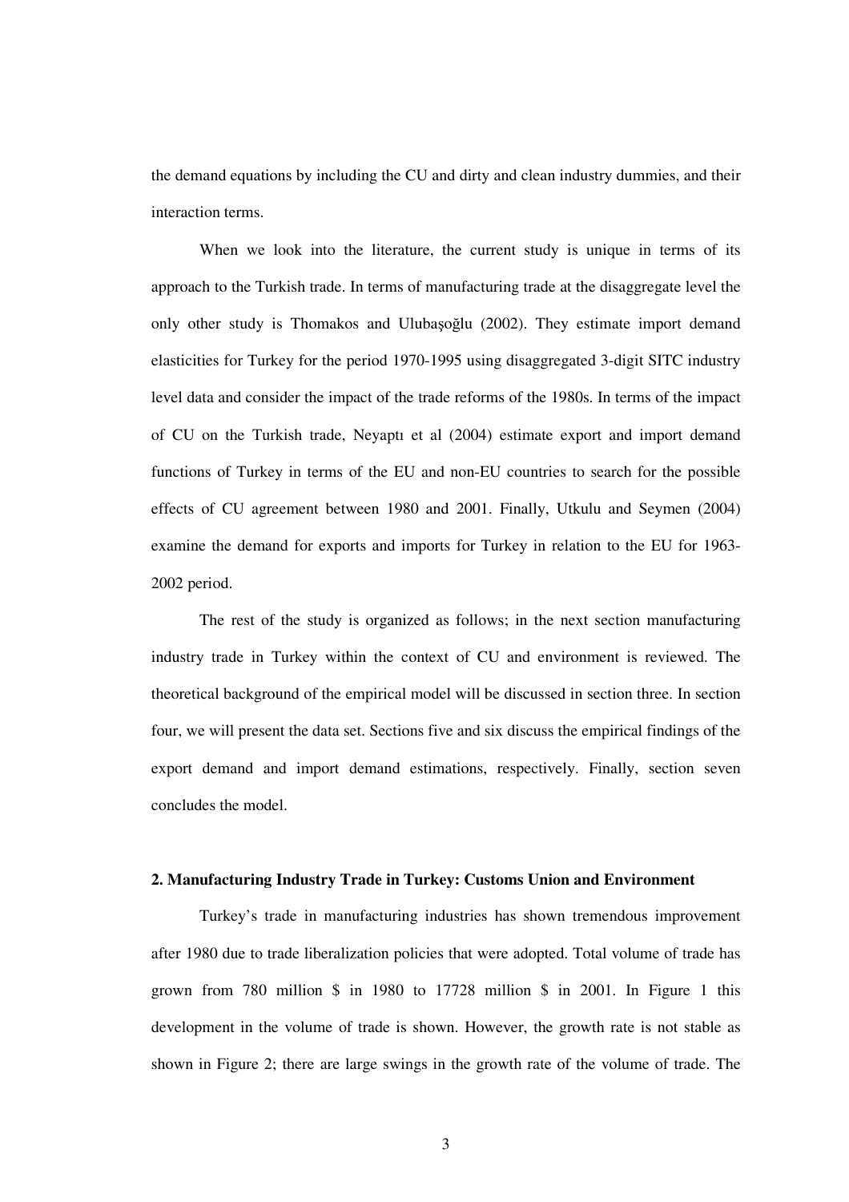the demand equations by including the CU and dirty and clean industry dummies, and their interaction terms.

When we look into the literature, the current study is unique in terms of its approach to the Turkish trade. In terms of manufacturing trade at the disaggregate level the only other study is Thomakos and Ulubaşoğlu (2002). They estimate import demand elasticities for Turkey for the period 1970-1995 using disaggregated 3-digit SITC industry level data and consider the impact of the trade reforms of the 1980s. In terms of the impact of CU on the Turkish trade, Neyaptı et al (2004) estimate export and import demand functions of Turkey in terms of the EU and non-EU countries to search for the possible effects of CU agreement between 1980 and 2001. Finally, Utkulu and Seymen (2004) examine the demand for exports and imports for Turkey in relation to the EU for 1963-2002 period.

The rest of the study is organized as follows; in the next section manufacturing industry trade in Turkey within the context of CU and environment is reviewed. The theoretical background of the empirical model will be discussed in section three. In section four, we will present the data set. Sections five and six discuss the empirical findings of the export demand and import demand estimations, respectively. Finally, section seven concludes the model.

## 2. Manufacturing Industry Trade in Turkey: Customs Union and Environment

Turkey's trade in manufacturing industries has shown tremendous improvement after 1980 due to trade liberalization policies that were adopted. Total volume of trade has grown from 780 million $ in 1980 to 17728 million $ in 2001. In Figure 1 this development in the volume of trade is shown. However, the growth rate is not stable as shown in Figure 2; there are large swings in the growth rate of the volume of trade. The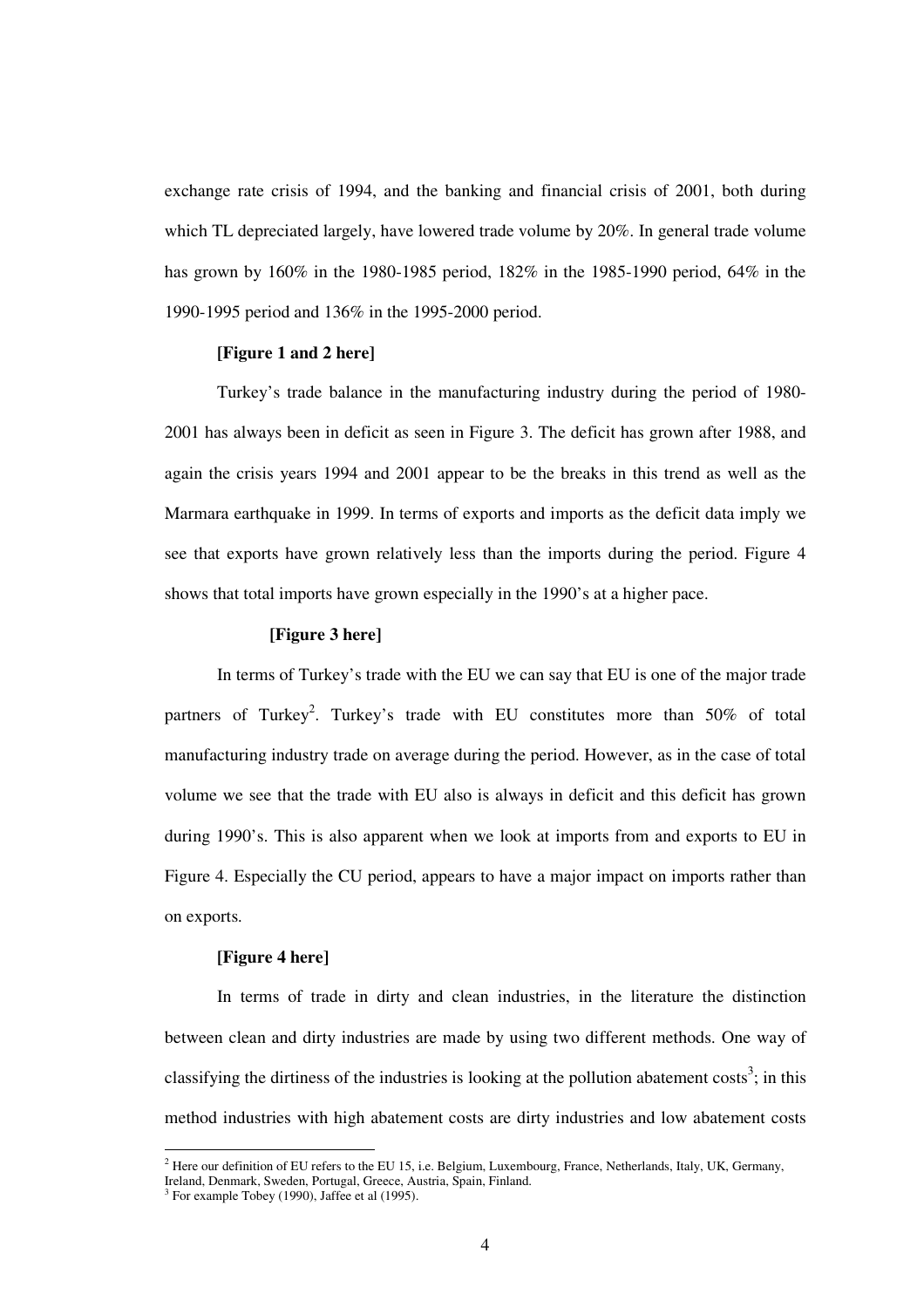exchange rate crisis of 1994, and the banking and financial crisis of 2001, both during which TL depreciated largely, have lowered trade volume by 20%. In general trade volume has grown by 160% in the 1980-1985 period, 182% in the 1985-1990 period, 64% in the 1990-1995 period and 136% in the 1995-2000 period.

**[Figure 1 and 2 here]**

Turkey's trade balance in the manufacturing industry during the period of 1980-2001 has always been in deficit as seen in Figure 3. The deficit has grown after 1988, and again the crisis years 1994 and 2001 appear to be the breaks in this trend as well as the Marmara earthquake in 1999. In terms of exports and imports as the deficit data imply we see that exports have grown relatively less than the imports during the period. Figure 4 shows that total imports have grown especially in the 1990's at a higher pace.

**[Figure 3 here]**

In terms of Turkey's trade with the EU we can say that EU is one of the major trade partners of Turkey[2]. Turkey's trade with EU constitutes more than 50% of total manufacturing industry trade on average during the period. However, as in the case of total volume we see that the trade with EU also is always in deficit and this deficit has grown during 1990's. This is also apparent when we look at imports from and exports to EU in Figure 4. Especially the CU period, appears to have a major impact on imports rather than on exports.

**[Figure 4 here]**

In terms of trade in dirty and clean industries, in the literature the distinction between clean and dirty industries are made by using two different methods. One way of classifying the dirtiness of the industries is looking at the pollution abatement costs[3]; in this method industries with high abatement costs are dirty industries and low abatement costs

[2] Here our definition of EU refers to the EU 15, i.e. Belgium, Luxembourg, France, Netherlands, Italy, UK, Germany, Ireland, Denmark, Sweden, Portugal, Greece, Austria, Spain, Finland.

[3] For example Tobey (1990), Jaffee et al (1995).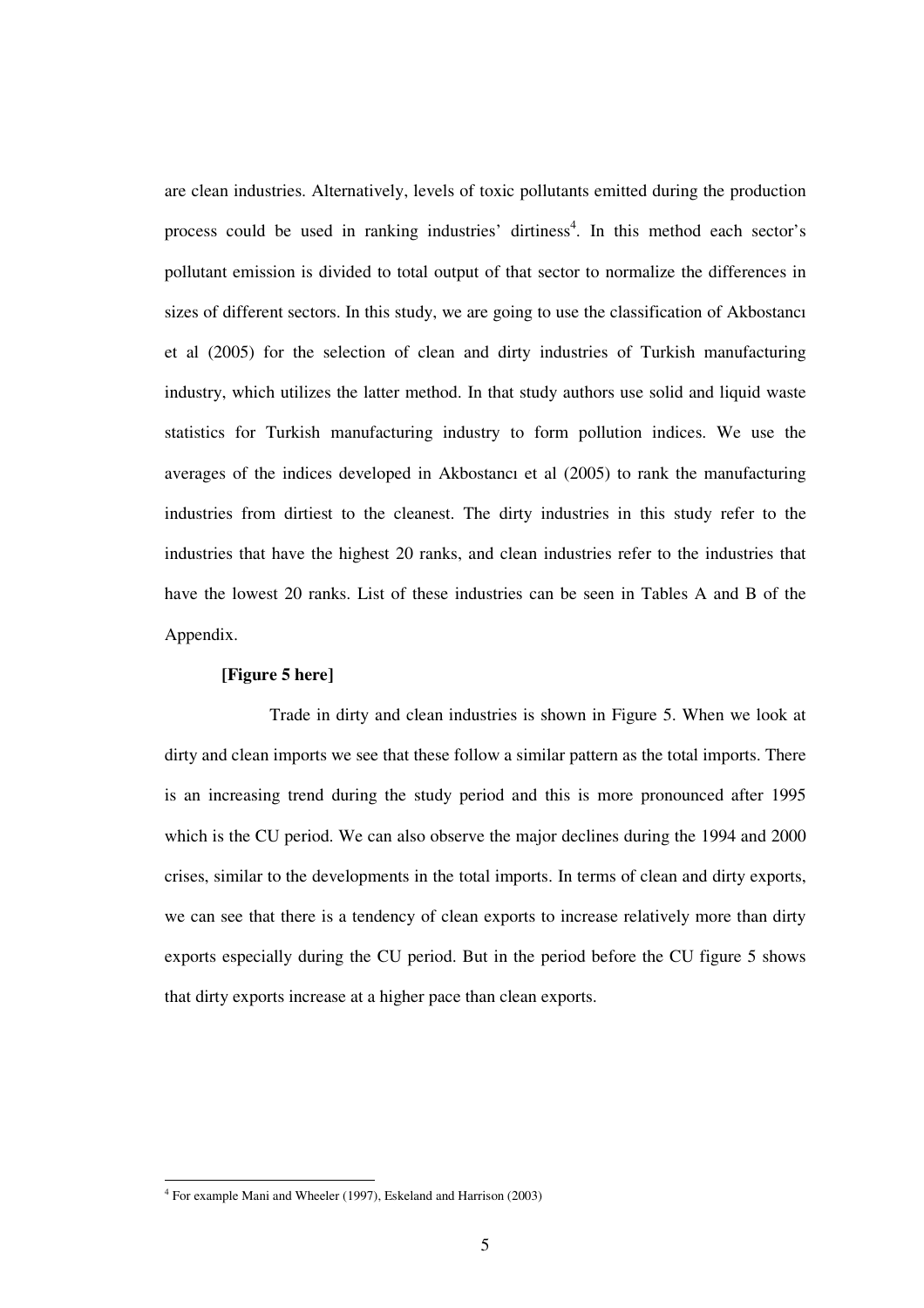are clean industries. Alternatively, levels of toxic pollutants emitted during the production process could be used in ranking industries' dirtiness[4]. In this method each sector's pollutant emission is divided to total output of that sector to normalize the differences in sizes of different sectors. In this study, we are going to use the classification of Akbostancı et al (2005) for the selection of clean and dirty industries of Turkish manufacturing industry, which utilizes the latter method. In that study authors use solid and liquid waste statistics for Turkish manufacturing industry to form pollution indices. We use the averages of the indices developed in Akbostancı et al (2005) to rank the manufacturing industries from dirtiest to the cleanest. The dirty industries in this study refer to the industries that have the highest 20 ranks, and clean industries refer to the industries that have the lowest 20 ranks. List of these industries can be seen in Tables A and B of the Appendix.

**[Figure 5 here]**

Trade in dirty and clean industries is shown in Figure 5. When we look at dirty and clean imports we see that these follow a similar pattern as the total imports. There is an increasing trend during the study period and this is more pronounced after 1995 which is the CU period. We can also observe the major declines during the 1994 and 2000 crises, similar to the developments in the total imports. In terms of clean and dirty exports, we can see that there is a tendency of clean exports to increase relatively more than dirty exports especially during the CU period. But in the period before the CU figure 5 shows that dirty exports increase at a higher pace than clean exports.

[4] For example Mani and Wheeler (1997), Eskeland and Harrison (2003)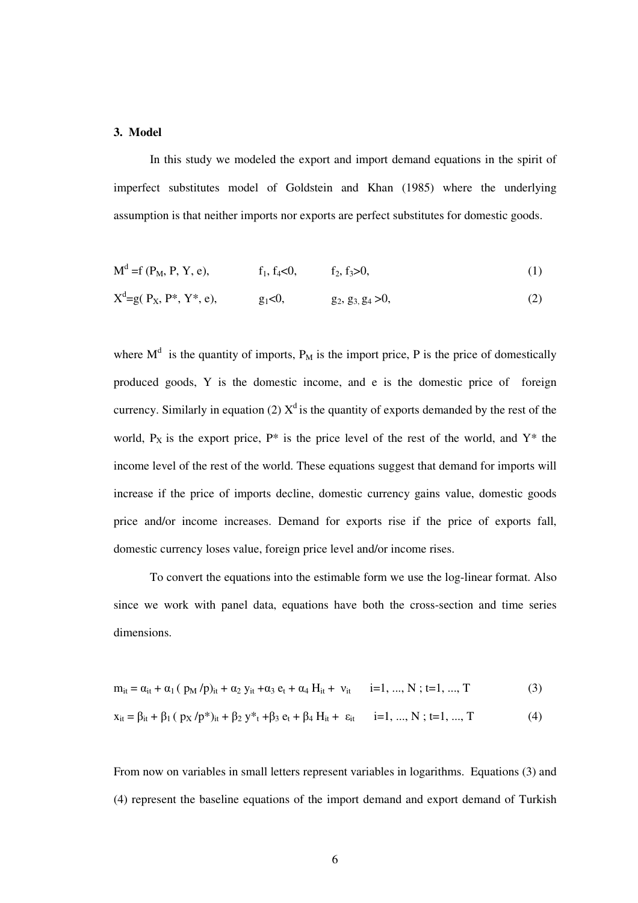## 3. Model

In this study we modeled the export and import demand equations in the spirit of imperfect substitutes model of Goldstein and Khan (1985) where the underlying assumption is that neither imports nor exports are perfect substitutes for domestic goods.

$$M^d = f(P_M, P, Y, e), \qquad f_1, f_4 < 0, \qquad f_2, f_3 > 0, \tag{1}$$

$$X^d = g(P_X, P^*, Y^*, e), \qquad g_1 < 0, \qquad g_2, g_3, g_4 > 0, \tag{2}$$

where $M^d$ is the quantity of imports, $P_M$ is the import price, P is the price of domestically produced goods, Y is the domestic income, and e is the domestic price of foreign currency. Similarly in equation (2) $X^d$ is the quantity of exports demanded by the rest of the world, $P_X$ is the export price, $P^*$ is the price level of the rest of the world, and $Y^*$ the income level of the rest of the world. These equations suggest that demand for imports will increase if the price of imports decline, domestic currency gains value, domestic goods price and/or income increases. Demand for exports rise if the price of exports fall, domestic currency loses value, foreign price level and/or income rises.

To convert the equations into the estimable form we use the log-linear format. Also since we work with panel data, equations have both the cross-section and time series dimensions.

$$m_{it} = \alpha_{it} + \alpha_1 (p_M / p)_{it} + \alpha_2 y_{it} + \alpha_3 e_t + \alpha_4 H_{it} + \nu_{it} \qquad i=1, ..., N ; t=1, ..., T \tag{3}$$

$$x_{it} = \beta_{it} + \beta_1 (p_X / p^*)_{it} + \beta_2 y^*_t + \beta_3 e_t + \beta_4 H_{it} + \varepsilon_{it} \qquad i=1, ..., N ; t=1, ..., T \tag{4}$$

From now on variables in small letters represent variables in logarithms. Equations (3) and (4) represent the baseline equations of the import demand and export demand of Turkish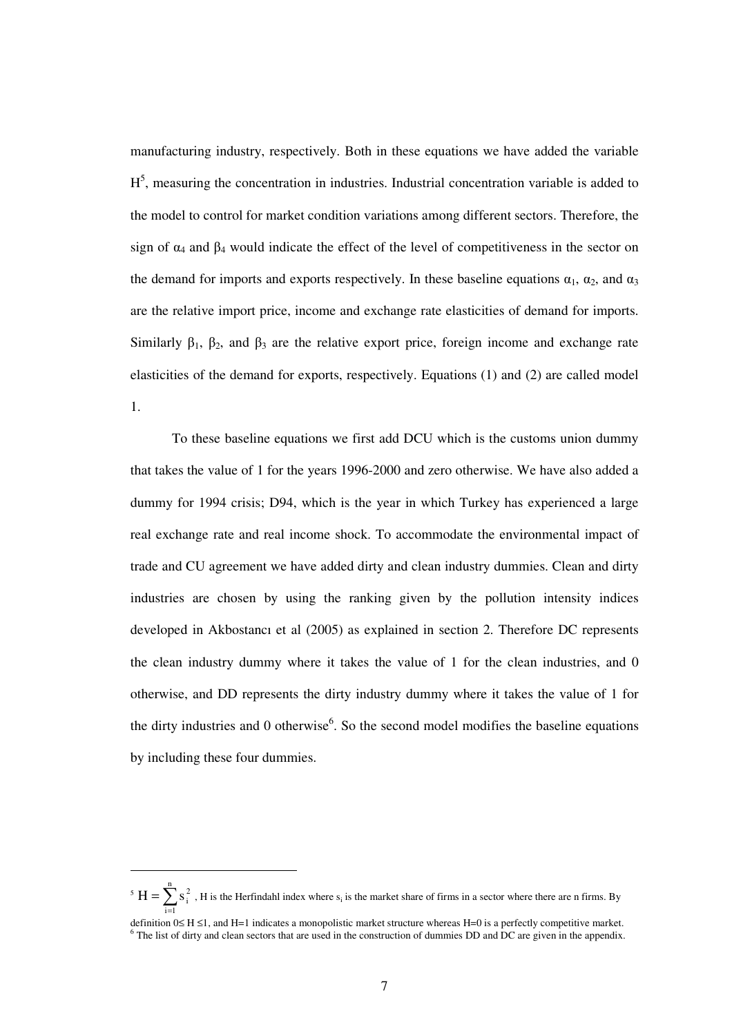manufacturing industry, respectively. Both in these equations we have added the variable H[5], measuring the concentration in industries. Industrial concentration variable is added to the model to control for market condition variations among different sectors. Therefore, the sign of $\alpha_4$ and $\beta_4$ would indicate the effect of the level of competitiveness in the sector on the demand for imports and exports respectively. In these baseline equations $\alpha_1$, $\alpha_2$, and $\alpha_3$ are the relative import price, income and exchange rate elasticities of demand for imports. Similarly $\beta_1$, $\beta_2$, and $\beta_3$ are the relative export price, foreign income and exchange rate elasticities of the demand for exports, respectively. Equations (1) and (2) are called model 1.

To these baseline equations we first add DCU which is the customs union dummy that takes the value of 1 for the years 1996-2000 and zero otherwise. We have also added a dummy for 1994 crisis; D94, which is the year in which Turkey has experienced a large real exchange rate and real income shock. To accommodate the environmental impact of trade and CU agreement we have added dirty and clean industry dummies. Clean and dirty industries are chosen by using the ranking given by the pollution intensity indices developed in Akbostancı et al (2005) as explained in section 2. Therefore DC represents the clean industry dummy where it takes the value of 1 for the clean industries, and 0 otherwise, and DD represents the dirty industry dummy where it takes the value of 1 for the dirty industries and 0 otherwise[6]. So the second model modifies the baseline equations by including these four dummies.

---

[5] $H = \sum_{i=1}^{n} s_i^2$ , H is the Herfindahl index where $s_i$ is the market share of firms in a sector where there are n firms. By definition $0 \leq H \leq 1$, and H=1 indicates a monopolistic market structure whereas H=0 is a perfectly competitive market.

[6] The list of dirty and clean sectors that are used in the construction of dummies DD and DC are given in the appendix.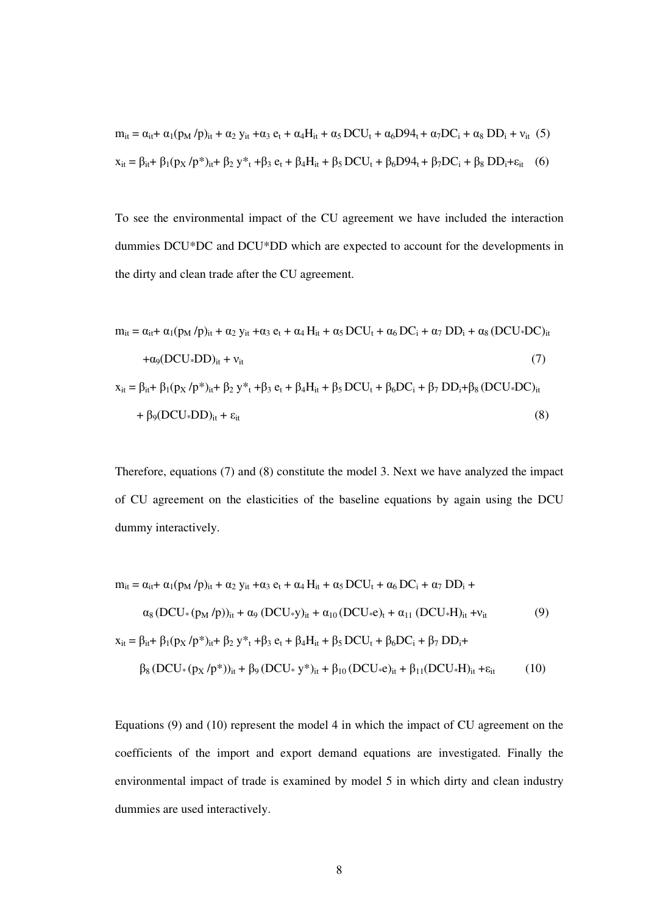$$m_{it} = \alpha_{it} + \alpha_1 (p_M / p)_{it} + \alpha_2 \, y_{it} + \alpha_3 \, e_t + \alpha_4 H_{it} + \alpha_5 \, DCU_t + \alpha_6 D94_t + \alpha_7 DC_i + \alpha_8 \, DD_i + \nu_{it} \quad (5)$$

$$x_{it} = \beta_{it} + \beta_1 (p_X / p^*)_{it} + \beta_2 \, y^*_t + \beta_3 \, e_t + \beta_4 H_{it} + \beta_5 \, DCU_t + \beta_6 D94_t + \beta_7 DC_i + \beta_8 \, DD_i + \varepsilon_{it} \quad (6)$$

To see the environmental impact of the CU agreement we have included the interaction dummies DCU*DC and DCU*DD which are expected to account for the developments in the dirty and clean trade after the CU agreement.

$$m_{it} = \alpha_{it} + \alpha_1 (p_M / p)_{it} + \alpha_2 \, y_{it} + \alpha_3 \, e_t + \alpha_4 \, H_{it} + \alpha_5 \, DCU_t + \alpha_6 \, DC_i + \alpha_7 \, DD_i + \alpha_8 \, (DCU * DC)_{it} + \alpha_9 (DCU * DD)_{it} + \nu_{it} \quad (7)$$

$$x_{it} = \beta_{it} + \beta_1 (p_X / p^*)_{it} + \beta_2 \, y^*_t + \beta_3 \, e_t + \beta_4 H_{it} + \beta_5 \, DCU_t + \beta_6 DC_i + \beta_7 \, DD_i + \beta_8 \, (DCU * DC)_{it} + \beta_9 (DCU * DD)_{it} + \varepsilon_{it} \quad (8)$$

Therefore, equations (7) and (8) constitute the model 3. Next we have analyzed the impact of CU agreement on the elasticities of the baseline equations by again using the DCU dummy interactively.

$$m_{it} = \alpha_{it} + \alpha_1 (p_M / p)_{it} + \alpha_2 \, y_{it} + \alpha_3 \, e_t + \alpha_4 \, H_{it} + \alpha_5 \, DCU_t + \alpha_6 \, DC_i + \alpha_7 \, DD_i + \alpha_8 \, (DCU * (p_M / p))_{it} + \alpha_9 \, (DCU * y)_{it} + \alpha_{10} \, (DCU * e)_t + \alpha_{11} \, (DCU * H)_{it} + \nu_{it} \quad (9)$$

$$x_{it} = \beta_{it} + \beta_1 (p_X / p^*)_{it} + \beta_2 \, y^*_t + \beta_3 \, e_t + \beta_4 H_{it} + \beta_5 \, DCU_t + \beta_6 DC_i + \beta_7 \, DD_i + \beta_8 \, (DCU * (p_X / p^*))_{it} + \beta_9 \, (DCU * y^*)_{it} + \beta_{10} \, (DCU * e)_{it} + \beta_{11} (DCU * H)_{it} + \varepsilon_{it} \quad (10)$$

Equations (9) and (10) represent the model 4 in which the impact of CU agreement on the coefficients of the import and export demand equations are investigated. Finally the environmental impact of trade is examined by model 5 in which dirty and clean industry dummies are used interactively.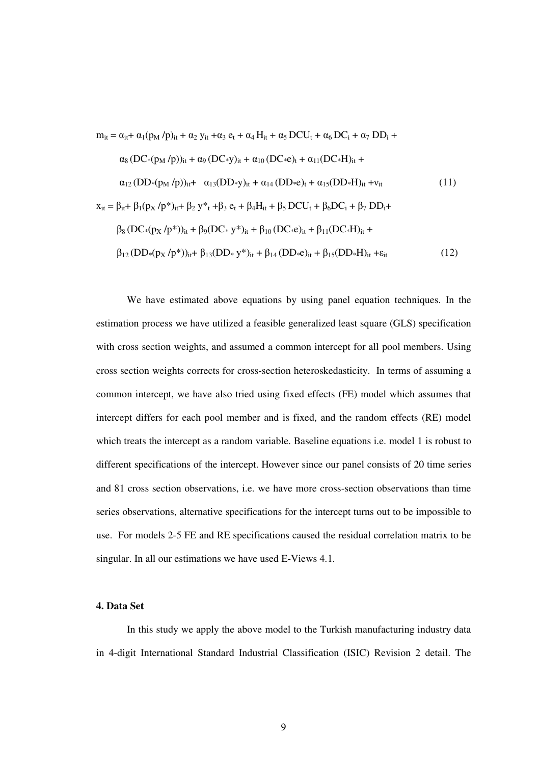$$
\begin{aligned}
m_{it} = {} & \alpha_{it} + \alpha_1(p_M/p)_{it} + \alpha_2\, y_{it} + \alpha_3\, e_t + \alpha_4\, H_{it} + \alpha_5\, DCU_t + \alpha_6\, DC_i + \alpha_7\, DD_i + \\
& \alpha_8\,(DC_*(p_M/p))_{it} + \alpha_9\,(DC_*y)_{it} + \alpha_{10}\,(DC_*e)_t + \alpha_{11}(DC_*H)_{it} + \\
& \alpha_{12}\,(DD_*(p_M/p))_{it} + \alpha_{13}(DD_*y)_{it} + \alpha_{14}\,(DD_*e)_t + \alpha_{15}(DD_*H)_{it} + \nu_{it} \qquad (11)
\end{aligned}
$$

$$
\begin{aligned}
x_{it} = {} & \beta_{it} + \beta_1(p_X/p^*)_{it} + \beta_2\, y^*_t + \beta_3\, e_t + \beta_4 H_{it} + \beta_5\, DCU_t + \beta_6 DC_i + \beta_7\, DD_i + \\
& \beta_8\,(DC_*(p_X/p^*))_{it} + \beta_9(DC_*\, y^*)_{it} + \beta_{10}\,(DC_*e)_{it} + \beta_{11}(DC_*H)_{it} + \\
& \beta_{12}\,(DD_*(p_X/p^*))_{it} + \beta_{13}(DD_*\, y^*)_{it} + \beta_{14}\,(DD_*e)_{it} + \beta_{15}(DD_*H)_{it} + \varepsilon_{it} \qquad (12)
\end{aligned}
$$

We have estimated above equations by using panel equation techniques. In the estimation process we have utilized a feasible generalized least square (GLS) specification with cross section weights, and assumed a common intercept for all pool members. Using cross section weights corrects for cross-section heteroskedasticity. In terms of assuming a common intercept, we have also tried using fixed effects (FE) model which assumes that intercept differs for each pool member and is fixed, and the random effects (RE) model which treats the intercept as a random variable. Baseline equations i.e. model 1 is robust to different specifications of the intercept. However since our panel consists of 20 time series and 81 cross section observations, i.e. we have more cross-section observations than time series observations, alternative specifications for the intercept turns out to be impossible to use. For models 2-5 FE and RE specifications caused the residual correlation matrix to be singular. In all our estimations we have used E-Views 4.1.

### 4. Data Set

In this study we apply the above model to the Turkish manufacturing industry data in 4-digit International Standard Industrial Classification (ISIC) Revision 2 detail. The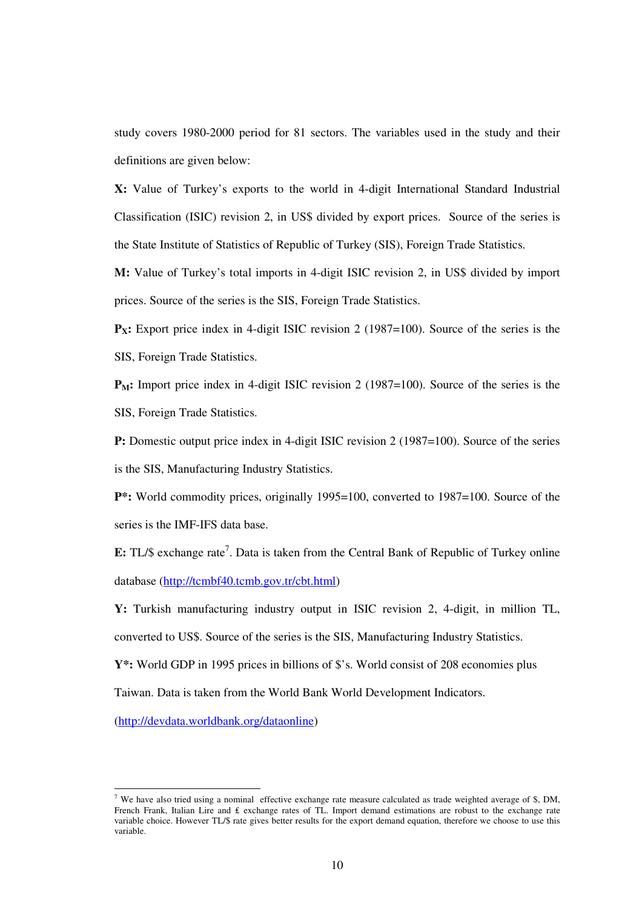study covers 1980-2000 period for 81 sectors. The variables used in the study and their definitions are given below:

**X:** Value of Turkey's exports to the world in 4-digit International Standard Industrial Classification (ISIC) revision 2, in US$ divided by export prices. Source of the series is the State Institute of Statistics of Republic of Turkey (SIS), Foreign Trade Statistics.

**M:** Value of Turkey's total imports in 4-digit ISIC revision 2, in US$ divided by import prices. Source of the series is the SIS, Foreign Trade Statistics.

**$P_X$:** Export price index in 4-digit ISIC revision 2 (1987=100). Source of the series is the SIS, Foreign Trade Statistics.

**$P_M$:** Import price index in 4-digit ISIC revision 2 (1987=100). Source of the series is the SIS, Foreign Trade Statistics.

**P:** Domestic output price index in 4-digit ISIC revision 2 (1987=100). Source of the series is the SIS, Manufacturing Industry Statistics.

**P\*:** World commodity prices, originally 1995=100, converted to 1987=100. Source of the series is the IMF-IFS data base.

**E:** TL/$ exchange rate[7]. Data is taken from the Central Bank of Republic of Turkey online database (http://tcmbf40.tcmb.gov.tr/cbt.html)

**Y:** Turkish manufacturing industry output in ISIC revision 2, 4-digit, in million TL, converted to US$. Source of the series is the SIS, Manufacturing Industry Statistics.

**Y\*:** World GDP in 1995 prices in billions of $'s. World consist of 208 economies plus Taiwan. Data is taken from the World Bank World Development Indicators. (http://devdata.worldbank.org/dataonline)

---

[7] We have also tried using a nominal effective exchange rate measure calculated as trade weighted average of $, DM, French Frank, Italian Lire and £ exchange rates of TL. Import demand estimations are robust to the exchange rate variable choice. However TL/$ rate gives better results for the export demand equation, therefore we choose to use this variable.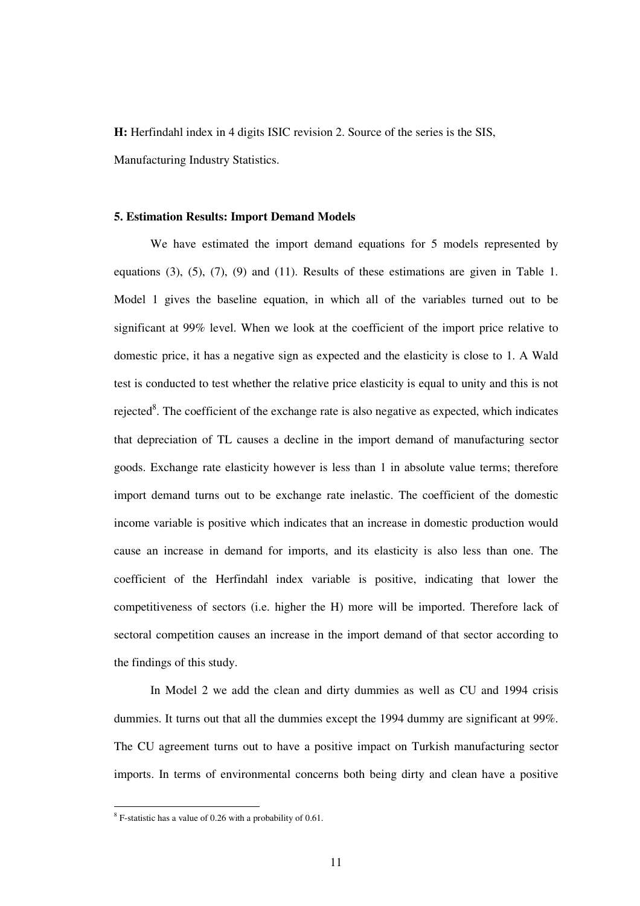**H:** Herfindahl index in 4 digits ISIC revision 2. Source of the series is the SIS, Manufacturing Industry Statistics.

### 5. Estimation Results: Import Demand Models

We have estimated the import demand equations for 5 models represented by equations (3), (5), (7), (9) and (11). Results of these estimations are given in Table 1. Model 1 gives the baseline equation, in which all of the variables turned out to be significant at 99% level. When we look at the coefficient of the import price relative to domestic price, it has a negative sign as expected and the elasticity is close to 1. A Wald test is conducted to test whether the relative price elasticity is equal to unity and this is not rejected[8]. The coefficient of the exchange rate is also negative as expected, which indicates that depreciation of TL causes a decline in the import demand of manufacturing sector goods. Exchange rate elasticity however is less than 1 in absolute value terms; therefore import demand turns out to be exchange rate inelastic. The coefficient of the domestic income variable is positive which indicates that an increase in domestic production would cause an increase in demand for imports, and its elasticity is also less than one. The coefficient of the Herfindahl index variable is positive, indicating that lower the competitiveness of sectors (i.e. higher the H) more will be imported. Therefore lack of sectoral competition causes an increase in the import demand of that sector according to the findings of this study.

In Model 2 we add the clean and dirty dummies as well as CU and 1994 crisis dummies. It turns out that all the dummies except the 1994 dummy are significant at 99%. The CU agreement turns out to have a positive impact on Turkish manufacturing sector imports. In terms of environmental concerns both being dirty and clean have a positive

[8] F-statistic has a value of 0.26 with a probability of 0.61.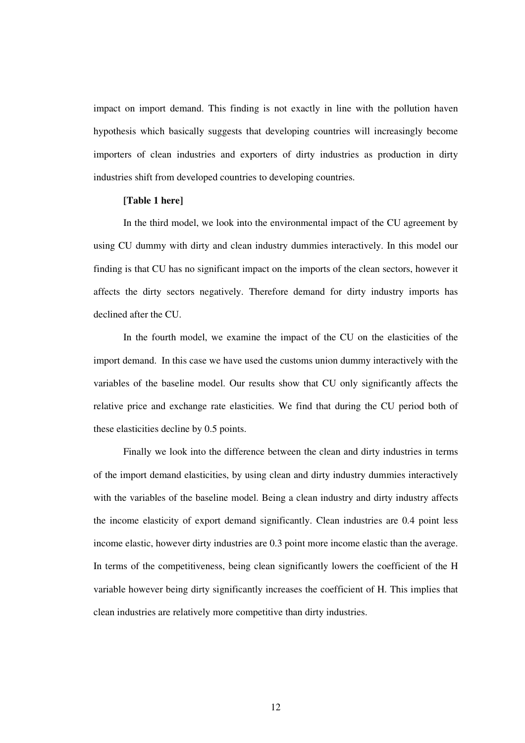impact on import demand. This finding is not exactly in line with the pollution haven hypothesis which basically suggests that developing countries will increasingly become importers of clean industries and exporters of dirty industries as production in dirty industries shift from developed countries to developing countries.

**[Table 1 here]**

In the third model, we look into the environmental impact of the CU agreement by using CU dummy with dirty and clean industry dummies interactively. In this model our finding is that CU has no significant impact on the imports of the clean sectors, however it affects the dirty sectors negatively. Therefore demand for dirty industry imports has declined after the CU.

In the fourth model, we examine the impact of the CU on the elasticities of the import demand. In this case we have used the customs union dummy interactively with the variables of the baseline model. Our results show that CU only significantly affects the relative price and exchange rate elasticities. We find that during the CU period both of these elasticities decline by 0.5 points.

Finally we look into the difference between the clean and dirty industries in terms of the import demand elasticities, by using clean and dirty industry dummies interactively with the variables of the baseline model. Being a clean industry and dirty industry affects the income elasticity of export demand significantly. Clean industries are 0.4 point less income elastic, however dirty industries are 0.3 point more income elastic than the average. In terms of the competitiveness, being clean significantly lowers the coefficient of the H variable however being dirty significantly increases the coefficient of H. This implies that clean industries are relatively more competitive than dirty industries.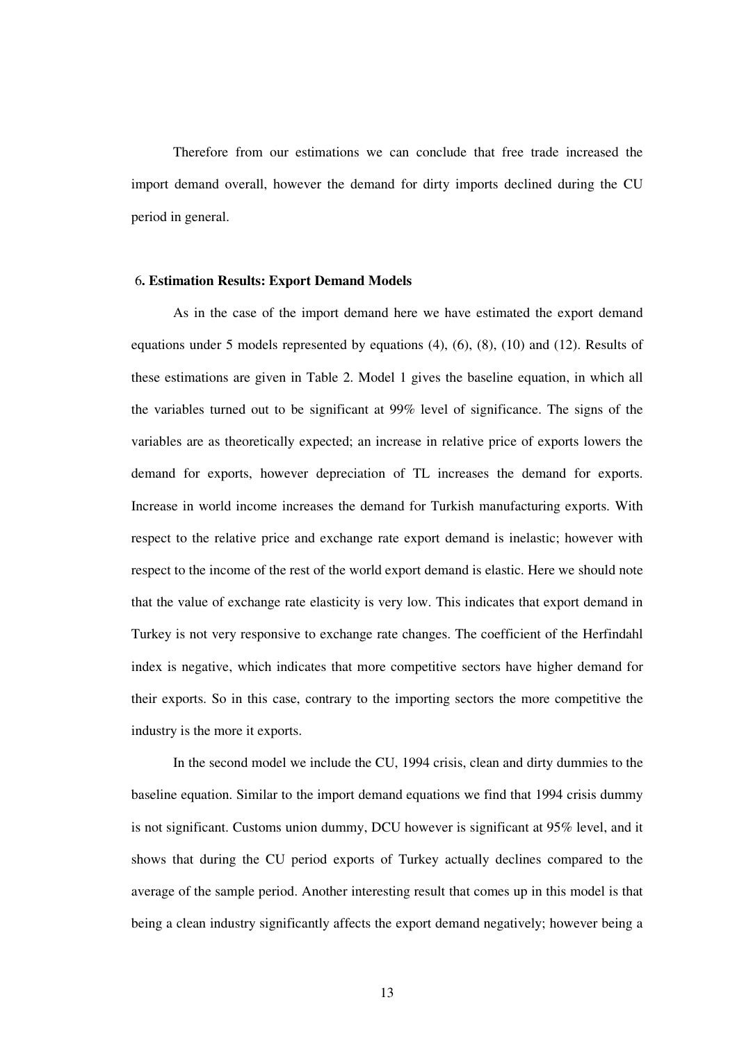Therefore from our estimations we can conclude that free trade increased the import demand overall, however the demand for dirty imports declined during the CU period in general.

## 6. Estimation Results: Export Demand Models

As in the case of the import demand here we have estimated the export demand equations under 5 models represented by equations (4), (6), (8), (10) and (12). Results of these estimations are given in Table 2. Model 1 gives the baseline equation, in which all the variables turned out to be significant at 99% level of significance. The signs of the variables are as theoretically expected; an increase in relative price of exports lowers the demand for exports, however depreciation of TL increases the demand for exports. Increase in world income increases the demand for Turkish manufacturing exports. With respect to the relative price and exchange rate export demand is inelastic; however with respect to the income of the rest of the world export demand is elastic. Here we should note that the value of exchange rate elasticity is very low. This indicates that export demand in Turkey is not very responsive to exchange rate changes. The coefficient of the Herfindahl index is negative, which indicates that more competitive sectors have higher demand for their exports. So in this case, contrary to the importing sectors the more competitive the industry is the more it exports.

In the second model we include the CU, 1994 crisis, clean and dirty dummies to the baseline equation. Similar to the import demand equations we find that 1994 crisis dummy is not significant. Customs union dummy, DCU however is significant at 95% level, and it shows that during the CU period exports of Turkey actually declines compared to the average of the sample period. Another interesting result that comes up in this model is that being a clean industry significantly affects the export demand negatively; however being a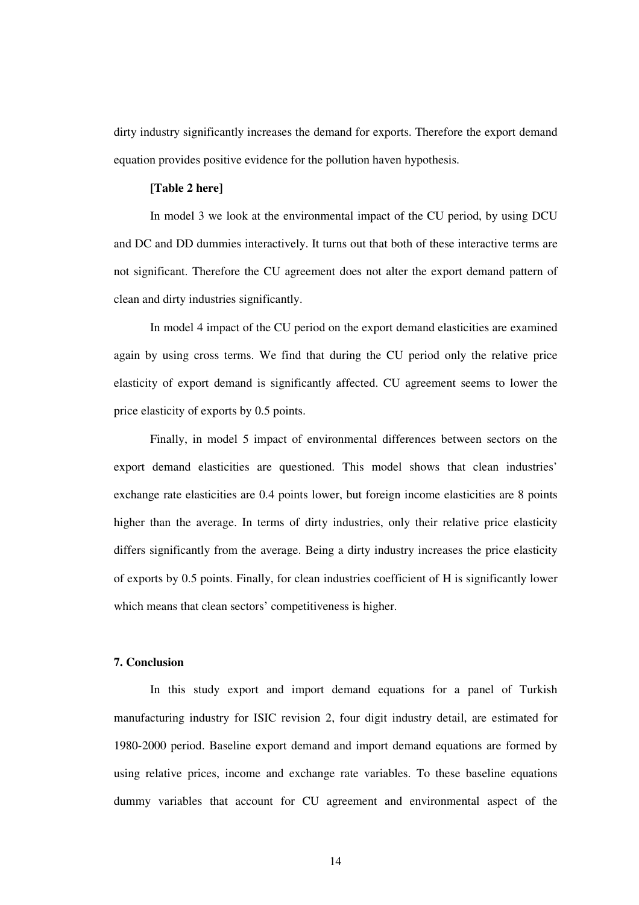dirty industry significantly increases the demand for exports. Therefore the export demand equation provides positive evidence for the pollution haven hypothesis.

**[Table 2 here]**

In model 3 we look at the environmental impact of the CU period, by using DCU and DC and DD dummies interactively. It turns out that both of these interactive terms are not significant. Therefore the CU agreement does not alter the export demand pattern of clean and dirty industries significantly.

In model 4 impact of the CU period on the export demand elasticities are examined again by using cross terms. We find that during the CU period only the relative price elasticity of export demand is significantly affected. CU agreement seems to lower the price elasticity of exports by 0.5 points.

Finally, in model 5 impact of environmental differences between sectors on the export demand elasticities are questioned. This model shows that clean industries' exchange rate elasticities are 0.4 points lower, but foreign income elasticities are 8 points higher than the average. In terms of dirty industries, only their relative price elasticity differs significantly from the average. Being a dirty industry increases the price elasticity of exports by 0.5 points. Finally, for clean industries coefficient of H is significantly lower which means that clean sectors' competitiveness is higher.

## 7. Conclusion

In this study export and import demand equations for a panel of Turkish manufacturing industry for ISIC revision 2, four digit industry detail, are estimated for 1980-2000 period. Baseline export demand and import demand equations are formed by using relative prices, income and exchange rate variables. To these baseline equations dummy variables that account for CU agreement and environmental aspect of the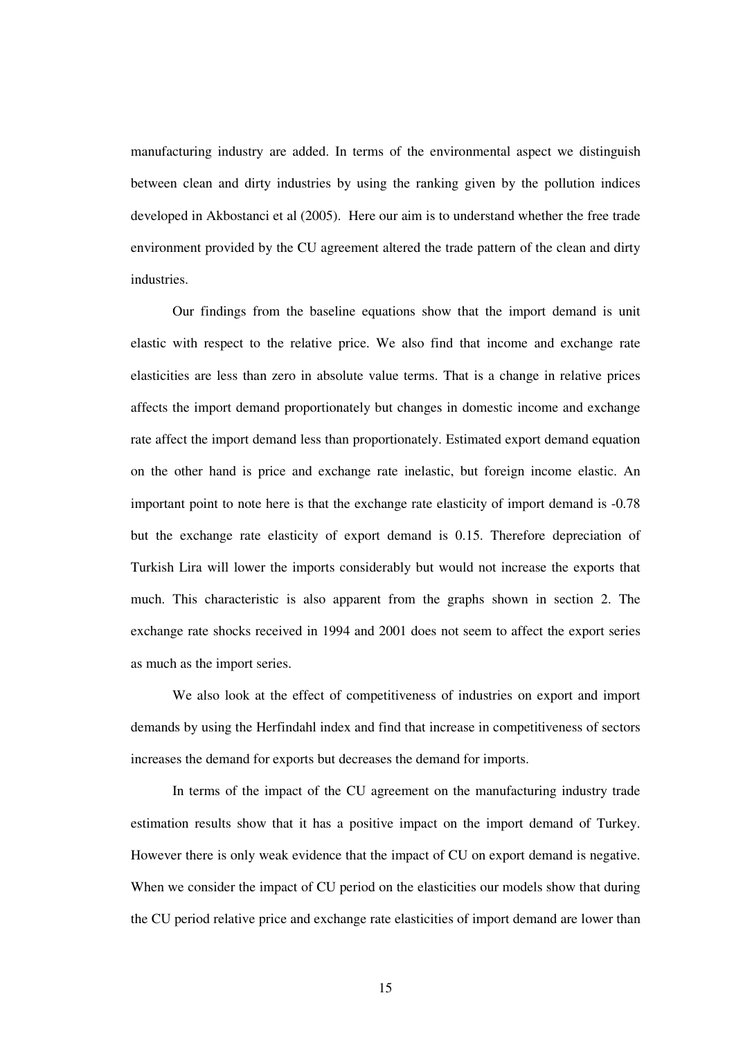manufacturing industry are added. In terms of the environmental aspect we distinguish between clean and dirty industries by using the ranking given by the pollution indices developed in Akbostanci et al (2005). Here our aim is to understand whether the free trade environment provided by the CU agreement altered the trade pattern of the clean and dirty industries.

Our findings from the baseline equations show that the import demand is unit elastic with respect to the relative price. We also find that income and exchange rate elasticities are less than zero in absolute value terms. That is a change in relative prices affects the import demand proportionately but changes in domestic income and exchange rate affect the import demand less than proportionately. Estimated export demand equation on the other hand is price and exchange rate inelastic, but foreign income elastic. An important point to note here is that the exchange rate elasticity of import demand is -0.78 but the exchange rate elasticity of export demand is 0.15. Therefore depreciation of Turkish Lira will lower the imports considerably but would not increase the exports that much. This characteristic is also apparent from the graphs shown in section 2. The exchange rate shocks received in 1994 and 2001 does not seem to affect the export series as much as the import series.

We also look at the effect of competitiveness of industries on export and import demands by using the Herfindahl index and find that increase in competitiveness of sectors increases the demand for exports but decreases the demand for imports.

In terms of the impact of the CU agreement on the manufacturing industry trade estimation results show that it has a positive impact on the import demand of Turkey. However there is only weak evidence that the impact of CU on export demand is negative. When we consider the impact of CU period on the elasticities our models show that during the CU period relative price and exchange rate elasticities of import demand are lower than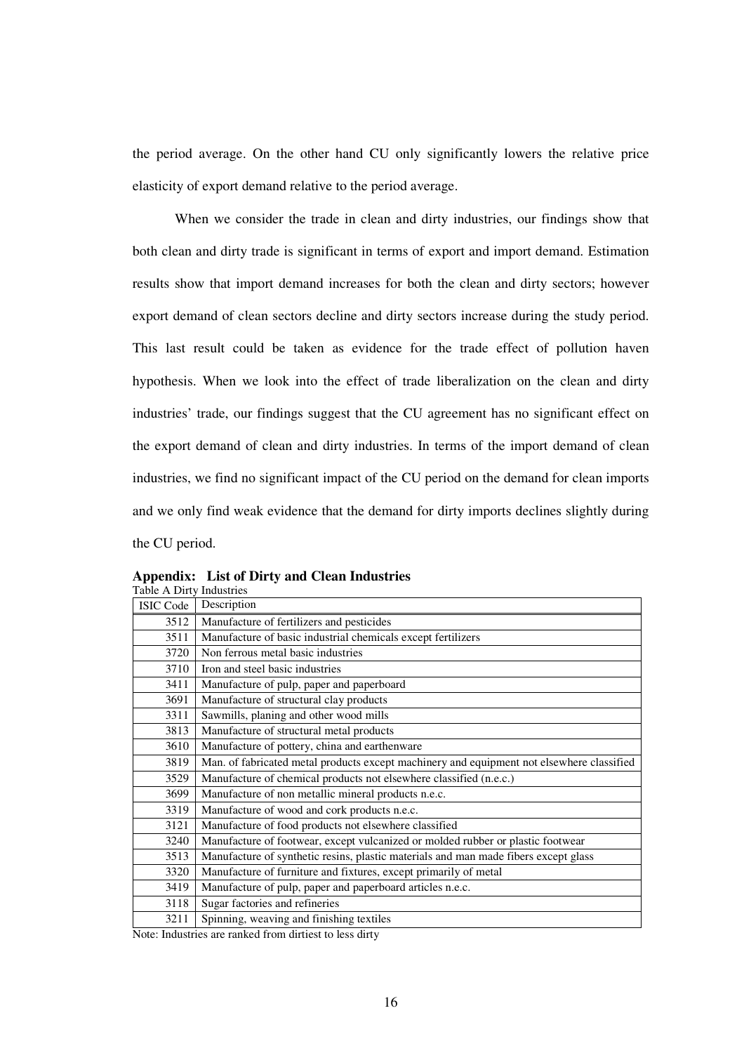the period average. On the other hand CU only significantly lowers the relative price elasticity of export demand relative to the period average.

When we consider the trade in clean and dirty industries, our findings show that both clean and dirty trade is significant in terms of export and import demand. Estimation results show that import demand increases for both the clean and dirty sectors; however export demand of clean sectors decline and dirty sectors increase during the study period. This last result could be taken as evidence for the trade effect of pollution haven hypothesis. When we look into the effect of trade liberalization on the clean and dirty industries' trade, our findings suggest that the CU agreement has no significant effect on the export demand of clean and dirty industries. In terms of the import demand of clean industries, we find no significant impact of the CU period on the demand for clean imports and we only find weak evidence that the demand for dirty imports declines slightly during the CU period.

## Appendix: List of Dirty and Clean Industries

Table A Dirty Industries

| ISIC Code | Description |
|---|---|
| 3512 | Manufacture of fertilizers and pesticides |
| 3511 | Manufacture of basic industrial chemicals except fertilizers |
| 3720 | Non ferrous metal basic industries |
| 3710 | Iron and steel basic industries |
| 3411 | Manufacture of pulp, paper and paperboard |
| 3691 | Manufacture of structural clay products |
| 3311 | Sawmills, planing and other wood mills |
| 3813 | Manufacture of structural metal products |
| 3610 | Manufacture of pottery, china and earthenware |
| 3819 | Man. of fabricated metal products except machinery and equipment not elsewhere classified |
| 3529 | Manufacture of chemical products not elsewhere classified (n.e.c.) |
| 3699 | Manufacture of non metallic mineral products n.e.c. |
| 3319 | Manufacture of wood and cork products n.e.c. |
| 3121 | Manufacture of food products not elsewhere classified |
| 3240 | Manufacture of footwear, except vulcanized or molded rubber or plastic footwear |
| 3513 | Manufacture of synthetic resins, plastic materials and man made fibers except glass |
| 3320 | Manufacture of furniture and fixtures, except primarily of metal |
| 3419 | Manufacture of pulp, paper and paperboard articles n.e.c. |
| 3118 | Sugar factories and refineries |
| 3211 | Spinning, weaving and finishing textiles |

Note: Industries are ranked from dirtiest to less dirty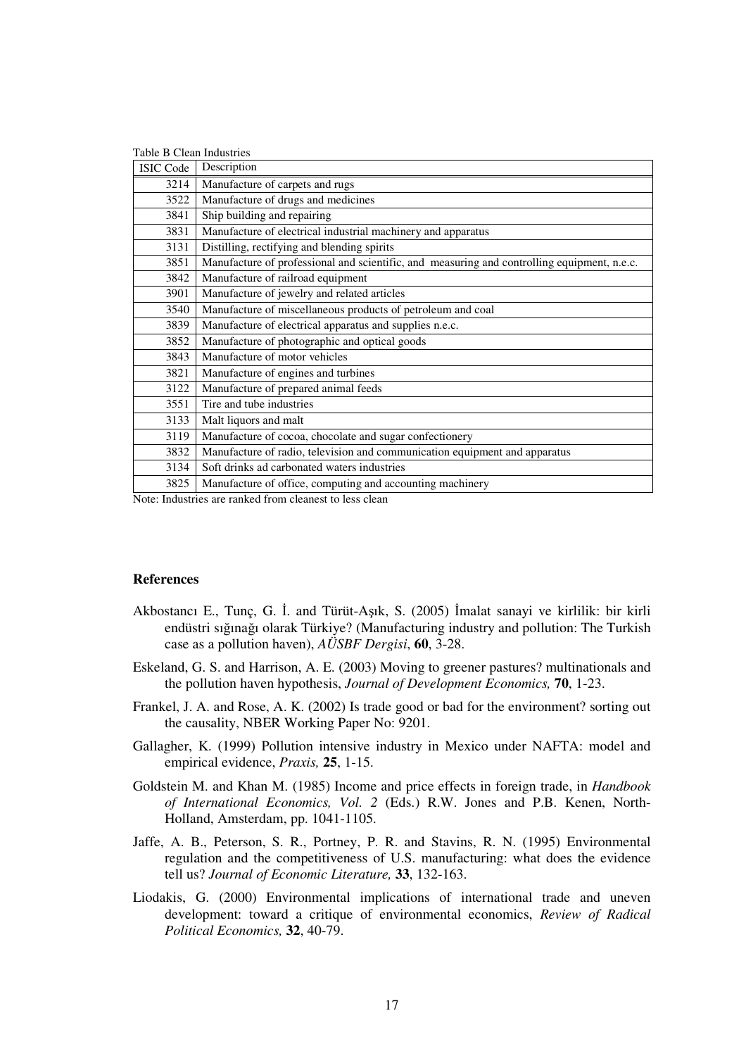Table B Clean Industries

| ISIC Code | Description |
|---|---|
| 3214 | Manufacture of carpets and rugs |
| 3522 | Manufacture of drugs and medicines |
| 3841 | Ship building and repairing |
| 3831 | Manufacture of electrical industrial machinery and apparatus |
| 3131 | Distilling, rectifying and blending spirits |
| 3851 | Manufacture of professional and scientific, and measuring and controlling equipment, n.e.c. |
| 3842 | Manufacture of railroad equipment |
| 3901 | Manufacture of jewelry and related articles |
| 3540 | Manufacture of miscellaneous products of petroleum and coal |
| 3839 | Manufacture of electrical apparatus and supplies n.e.c. |
| 3852 | Manufacture of photographic and optical goods |
| 3843 | Manufacture of motor vehicles |
| 3821 | Manufacture of engines and turbines |
| 3122 | Manufacture of prepared animal feeds |
| 3551 | Tire and tube industries |
| 3133 | Malt liquors and malt |
| 3119 | Manufacture of cocoa, chocolate and sugar confectionery |
| 3832 | Manufacture of radio, television and communication equipment and apparatus |
| 3134 | Soft drinks ad carbonated waters industries |
| 3825 | Manufacture of office, computing and accounting machinery |

Note: Industries are ranked from cleanest to less clean

## References

Akbostancı E., Tunç, G. İ. and Türüt-Aşık, S. (2005) İmalat sanayi ve kirlilik: bir kirli endüstri sığınağı olarak Türkiye? (Manufacturing industry and pollution: The Turkish case as a pollution haven), *AÜSBF Dergisi*, **60**, 3-28.

Eskeland, G. S. and Harrison, A. E. (2003) Moving to greener pastures? multinationals and the pollution haven hypothesis, *Journal of Development Economics,* **70**, 1-23.

Frankel, J. A. and Rose, A. K. (2002) Is trade good or bad for the environment? sorting out the causality, NBER Working Paper No: 9201.

Gallagher, K. (1999) Pollution intensive industry in Mexico under NAFTA: model and empirical evidence, *Praxis,* **25**, 1-15.

Goldstein M. and Khan M. (1985) Income and price effects in foreign trade, in *Handbook of International Economics, Vol. 2* (Eds.) R.W. Jones and P.B. Kenen, North-Holland, Amsterdam, pp. 1041-1105.

Jaffe, A. B., Peterson, S. R., Portney, P. R. and Stavins, R. N. (1995) Environmental regulation and the competitiveness of U.S. manufacturing: what does the evidence tell us? *Journal of Economic Literature,* **33**, 132-163.

Liodakis, G. (2000) Environmental implications of international trade and uneven development: toward a critique of environmental economics, *Review of Radical Political Economics,* **32**, 40-79.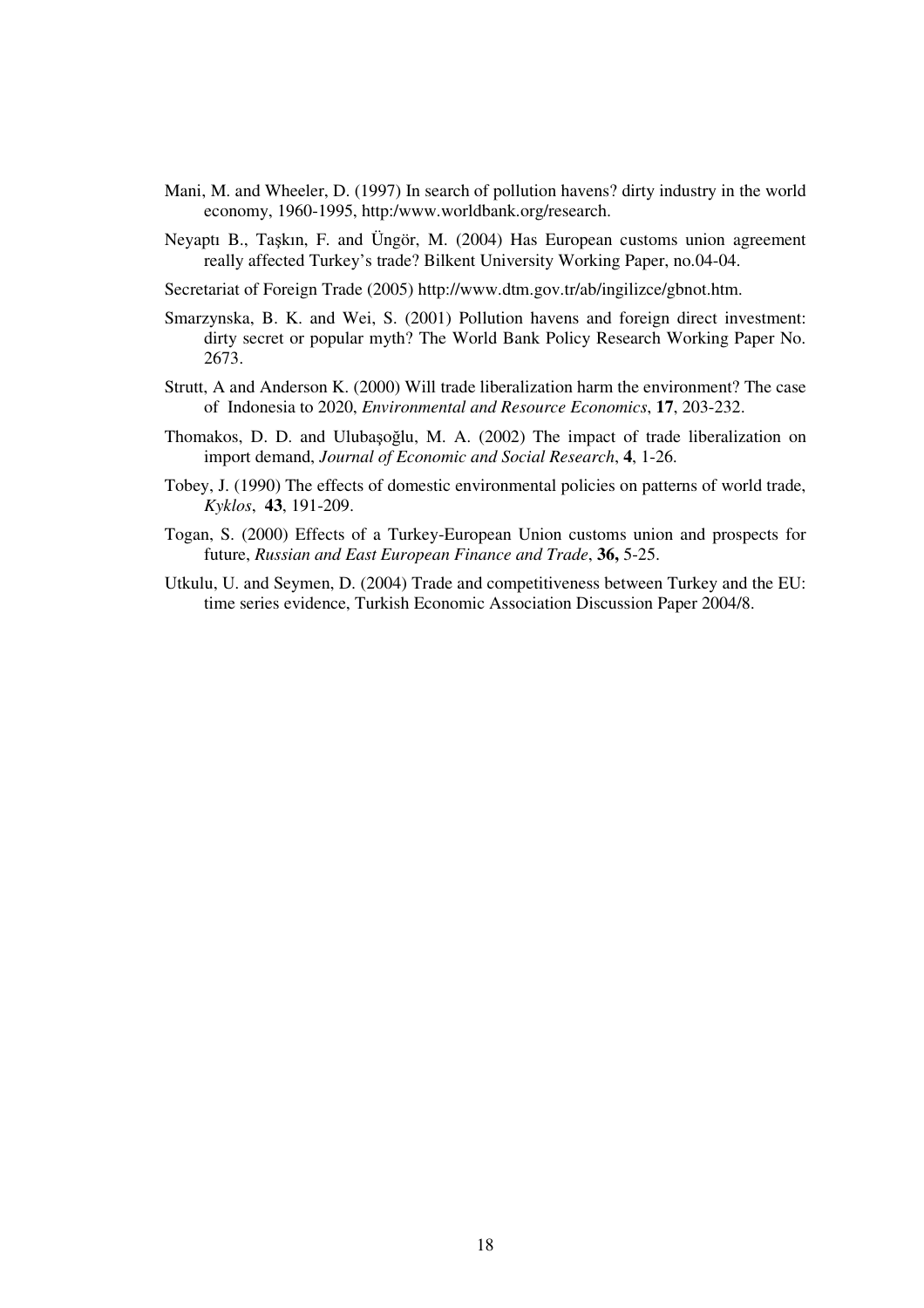Mani, M. and Wheeler, D. (1997) In search of pollution havens? dirty industry in the world economy, 1960-1995, http:/www.worldbank.org/research.

Neyaptı B., Taşkın, F. and Üngör, M. (2004) Has European customs union agreement really affected Turkey's trade? Bilkent University Working Paper, no.04-04.

Secretariat of Foreign Trade (2005) http://www.dtm.gov.tr/ab/ingilizce/gbnot.htm.

Smarzynska, B. K. and Wei, S. (2001) Pollution havens and foreign direct investment: dirty secret or popular myth? The World Bank Policy Research Working Paper No. 2673.

Strutt, A and Anderson K. (2000) Will trade liberalization harm the environment? The case of Indonesia to 2020, *Environmental and Resource Economics*, **17**, 203-232.

Thomakos, D. D. and Ulubaşoğlu, M. A. (2002) The impact of trade liberalization on import demand, *Journal of Economic and Social Research*, **4**, 1-26.

Tobey, J. (1990) The effects of domestic environmental policies on patterns of world trade, *Kyklos*, **43**, 191-209.

Togan, S. (2000) Effects of a Turkey-European Union customs union and prospects for future, *Russian and East European Finance and Trade*, **36,** 5-25.

Utkulu, U. and Seymen, D. (2004) Trade and competitiveness between Turkey and the EU: time series evidence, Turkish Economic Association Discussion Paper 2004/8.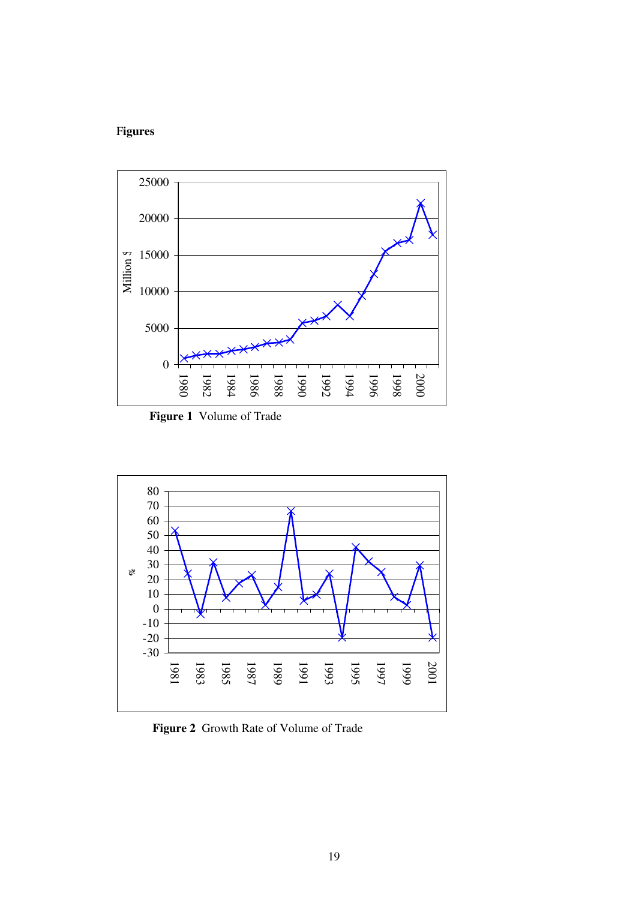**Figures**

**Figure 1** Volume of Trade

**Figure 2** Growth Rate of Volume of Trade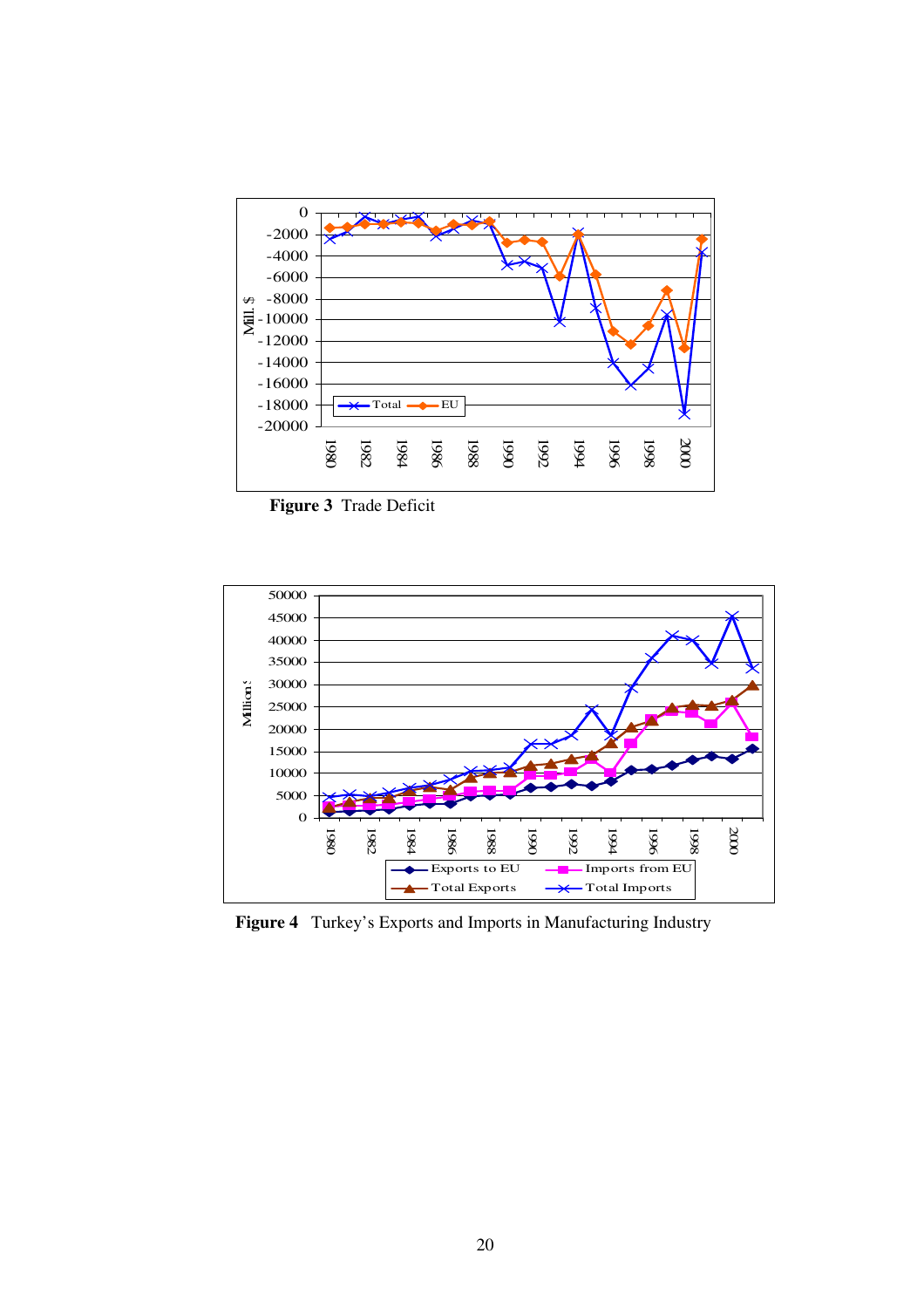**Figure 3** Trade Deficit

**Figure 4** Turkey's Exports and Imports in Manufacturing Industry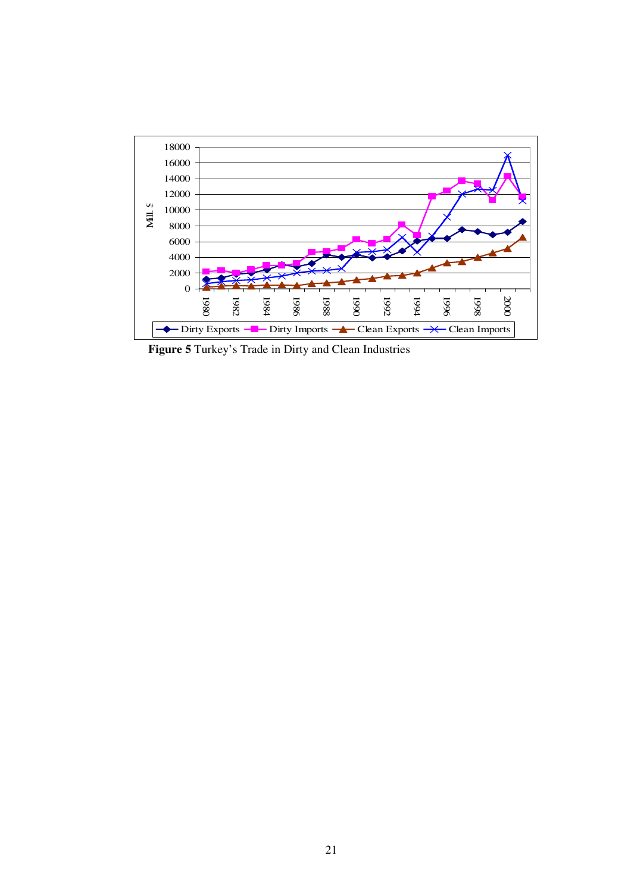**Figure 5** Turkey's Trade in Dirty and Clean Industries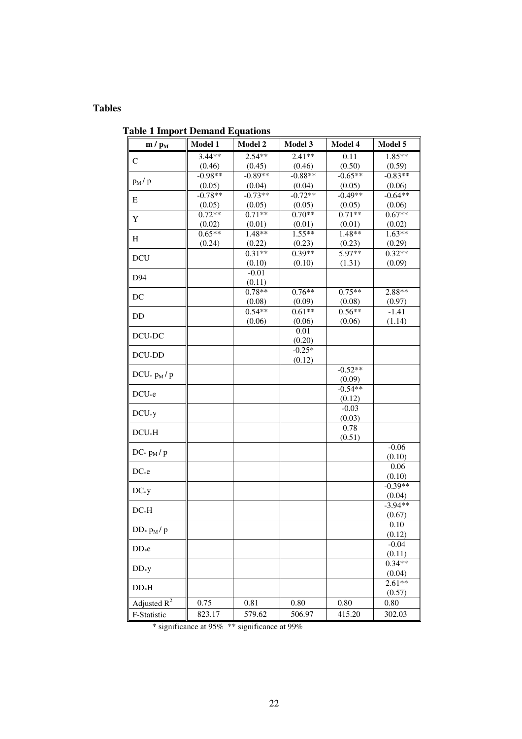# Tables

**Table 1 Import Demand Equations**

| $m / p_M$ | Model 1 | Model 2 | Model 3 | Model 4 | Model 5 |
|---|---|---|---|---|---|
| C | 3.44** (0.46) | 2.54** (0.45) | 2.41** (0.46) | 0.11 (0.50) | 1.85** (0.59) |
| $p_M / p$ | -0.98** (0.05) | -0.89** (0.04) | -0.88** (0.04) | -0.65** (0.05) | -0.83** (0.06) |
| E | -0.78** (0.05) | -0.73** (0.05) | -0.72** (0.05) | -0.49** (0.05) | -0.64** (0.06) |
| Y | 0.72** (0.02) | 0.71** (0.01) | 0.70** (0.01) | 0.71** (0.01) | 0.67** (0.02) |
| H | 0.65** (0.24) | 1.48** (0.22) | 1.55** (0.23) | 1.48** (0.23) | 1.63** (0.29) |
| DCU | | 0.31** (0.10) | 0.39** (0.10) | 5.97** (1.31) | 0.32** (0.09) |
| D94 | | -0.01 (0.11) | | | |
| DC | | 0.78** (0.08) | 0.76** (0.09) | 0.75** (0.08) | 2.88** (0.97) |
| DD | | 0.54** (0.06) | 0.61** (0.06) | 0.56** (0.06) | -1.41 (1.14) |
| DCU*DC | | | 0.01 (0.20) | | |
| DCU*DD | | | -0.25* (0.12) | | |
| DCU* $p_M / p$ | | | | -0.52** (0.09) | |
| DCU*e | | | | -0.54** (0.12) | |
| DCU*y | | | | -0.03 (0.03) | |
| DCU*H | | | | 0.78 (0.51) | |
| DC* $p_M / p$ | | | | | -0.06 (0.10) |
| DC*e | | | | | 0.06 (0.10) |
| DC*y | | | | | -0.39** (0.04) |
| DC*H | | | | | -3.94** (0.67) |
| DD* $p_M / p$ | | | | | 0.10 (0.12) |
| DD*e | | | | | -0.04 (0.11) |
| DD*y | | | | | 0.34** (0.04) |
| DD*H | | | | | 2.61** (0.57) |
| Adjusted $R^2$ | 0.75 | 0.81 | 0.80 | 0.80 | 0.80 |
| F-Statistic | 823.17 | 579.62 | 506.97 | 415.20 | 302.03 |

* significance at 95% ** significance at 99%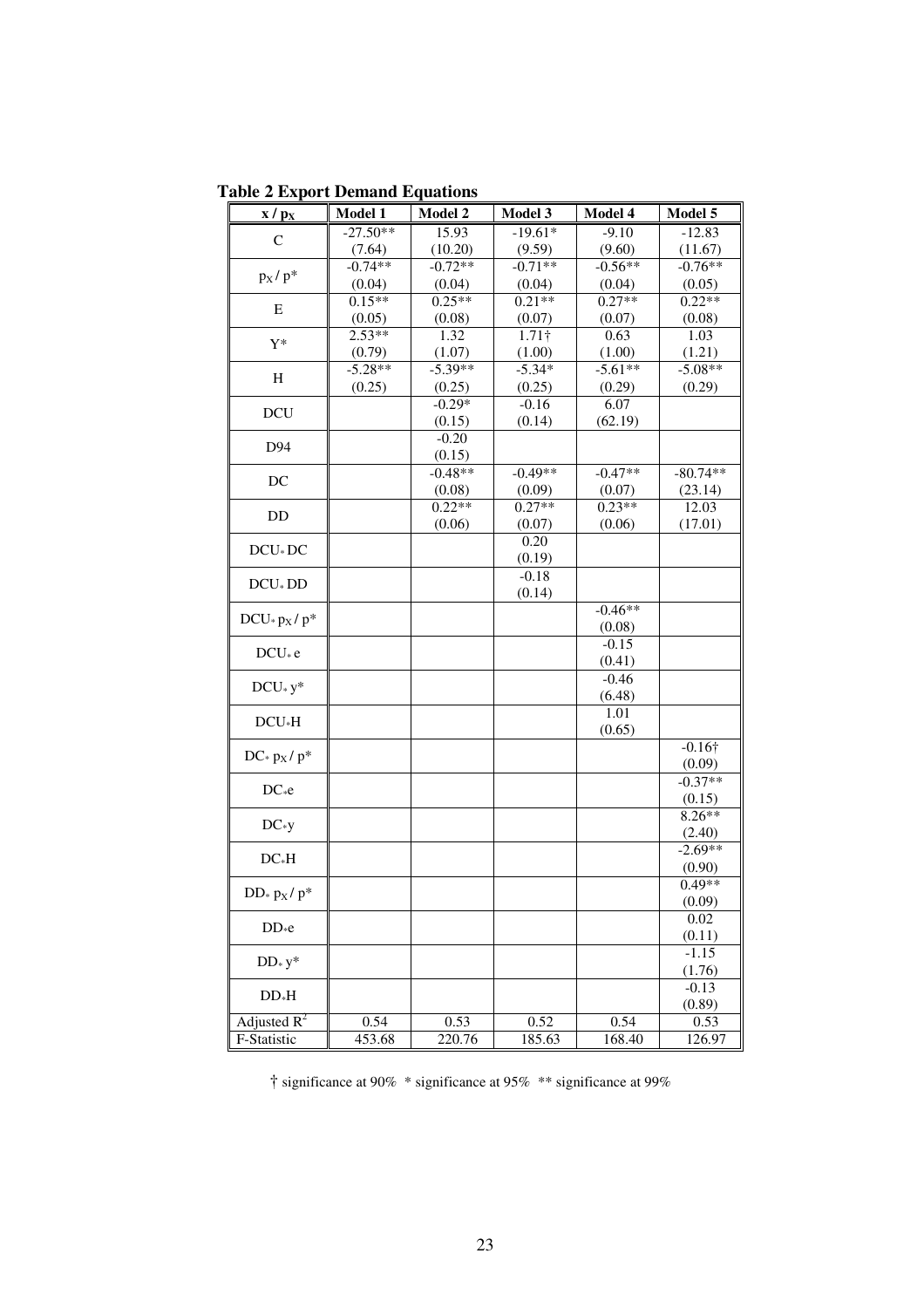**Table 2 Export Demand Equations**

| $x / p_X$ | Model 1 | Model 2 | Model 3 | Model 4 | Model 5 |
|---|---|---|---|---|---|
| C | -27.50** (7.64) | 15.93 (10.20) | -19.61* (9.59) | -9.10 (9.60) | -12.83 (11.67) |
| $p_X / p^*$ | -0.74** (0.04) | -0.72** (0.04) | -0.71** (0.04) | -0.56** (0.04) | -0.76** (0.05) |
| E | 0.15** (0.05) | 0.25** (0.08) | 0.21** (0.07) | 0.27** (0.07) | 0.22** (0.08) |
| Y* | 2.53** (0.79) | 1.32 (1.07) | 1.71† (1.00) | 0.63 (1.00) | 1.03 (1.21) |
| H | -5.28** (0.25) | -5.39** (0.25) | -5.34* (0.25) | -5.61** (0.29) | -5.08** (0.29) |
| DCU | | -0.29* (0.15) | -0.16 (0.14) | 6.07 (62.19) | |
| D94 | | -0.20 (0.15) | | | |
| DC | | -0.48** (0.08) | -0.49** (0.09) | -0.47** (0.07) | -80.74** (23.14) |
| DD | | 0.22** (0.06) | 0.27** (0.07) | 0.23** (0.06) | 12.03 (17.01) |
| DCU* DC | | | 0.20 (0.19) | | |
| DCU* DD | | | -0.18 (0.14) | | |
| DCU* $p_X / p^*$ | | | | -0.46** (0.08) | |
| DCU* e | | | | -0.15 (0.41) | |
| DCU* y* | | | | -0.46 (6.48) | |
| DCU*H | | | | 1.01 (0.65) | |
| DC* $p_X / p^*$ | | | | | -0.16† (0.09) |
| DC*e | | | | | -0.37** (0.15) |
| DC*y | | | | | 8.26** (2.40) |
| DC*H | | | | | -2.69** (0.90) |
| DD* $p_X / p^*$ | | | | | 0.49** (0.09) |
| DD*e | | | | | 0.02 (0.11) |
| DD* y* | | | | | -1.15 (1.76) |
| DD*H | | | | | -0.13 (0.89) |
| Adjusted $R^2$ | 0.54 | 0.53 | 0.52 | 0.54 | 0.53 |
| F-Statistic | 453.68 | 220.76 | 185.63 | 168.40 | 126.97 |

† significance at 90% * significance at 95% ** significance at 99%